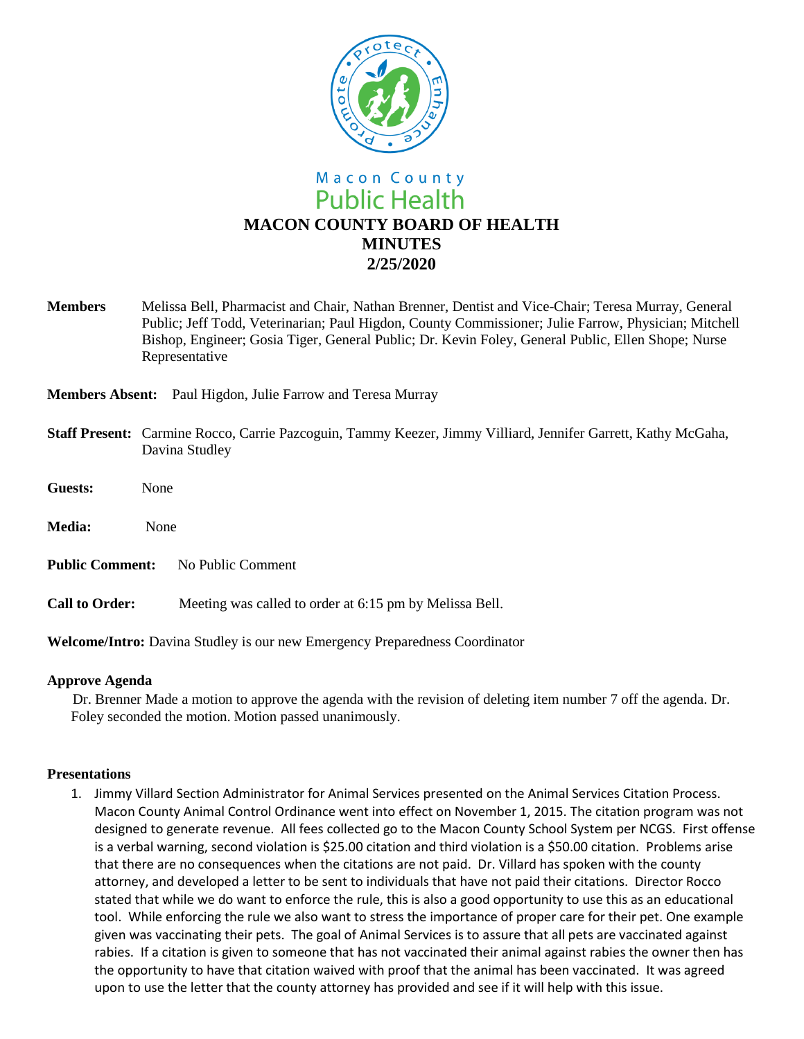Macon County
Public Health

# MACON COUNTY BOARD OF HEALTH
# MINUTES
# 2/25/2020

**Members** Melissa Bell, Pharmacist and Chair, Nathan Brenner, Dentist and Vice-Chair; Teresa Murray, General Public; Jeff Todd, Veterinarian; Paul Higdon, County Commissioner; Julie Farrow, Physician; Mitchell Bishop, Engineer; Gosia Tiger, General Public; Dr. Kevin Foley, General Public, Ellen Shope; Nurse Representative

**Members Absent:** Paul Higdon, Julie Farrow and Teresa Murray

**Staff Present:** Carmine Rocco, Carrie Pazcoguin, Tammy Keezer, Jimmy Villiard, Jennifer Garrett, Kathy McGaha, Davina Studley

**Guests:** None

**Media:** None

**Public Comment:** No Public Comment

**Call to Order:** Meeting was called to order at 6:15 pm by Melissa Bell.

**Welcome/Intro:** Davina Studley is our new Emergency Preparedness Coordinator

### Approve Agenda

Dr. Brenner Made a motion to approve the agenda with the revision of deleting item number 7 off the agenda. Dr. Foley seconded the motion. Motion passed unanimously.

### Presentations

1. Jimmy Villard Section Administrator for Animal Services presented on the Animal Services Citation Process. Macon County Animal Control Ordinance went into effect on November 1, 2015. The citation program was not designed to generate revenue. All fees collected go to the Macon County School System per NCGS. First offense is a verbal warning, second violation is $25.00 citation and third violation is a $50.00 citation. Problems arise that there are no consequences when the citations are not paid. Dr. Villard has spoken with the county attorney, and developed a letter to be sent to individuals that have not paid their citations. Director Rocco stated that while we do want to enforce the rule, this is also a good opportunity to use this as an educational tool. While enforcing the rule we also want to stress the importance of proper care for their pet. One example given was vaccinating their pets. The goal of Animal Services is to assure that all pets are vaccinated against rabies. If a citation is given to someone that has not vaccinated their animal against rabies the owner then has the opportunity to have that citation waived with proof that the animal has been vaccinated. It was agreed upon to use the letter that the county attorney has provided and see if it will help with this issue.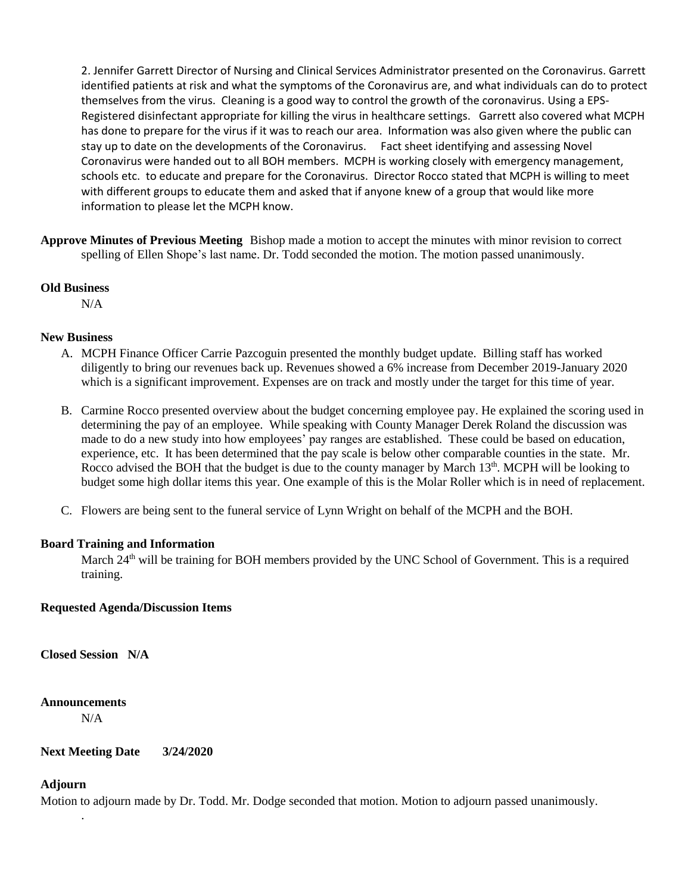2. Jennifer Garrett Director of Nursing and Clinical Services Administrator presented on the Coronavirus. Garrett identified patients at risk and what the symptoms of the Coronavirus are, and what individuals can do to protect themselves from the virus. Cleaning is a good way to control the growth of the coronavirus. Using a EPS-Registered disinfectant appropriate for killing the virus in healthcare settings. Garrett also covered what MCPH has done to prepare for the virus if it was to reach our area. Information was also given where the public can stay up to date on the developments of the Coronavirus. Fact sheet identifying and assessing Novel Coronavirus were handed out to all BOH members. MCPH is working closely with emergency management, schools etc. to educate and prepare for the Coronavirus. Director Rocco stated that MCPH is willing to meet with different groups to educate them and asked that if anyone knew of a group that would like more information to please let the MCPH know.

**Approve Minutes of Previous Meeting** Bishop made a motion to accept the minutes with minor revision to correct spelling of Ellen Shope's last name. Dr. Todd seconded the motion. The motion passed unanimously.

**Old Business**

N/A

**New Business**

A. MCPH Finance Officer Carrie Pazcoguin presented the monthly budget update. Billing staff has worked diligently to bring our revenues back up. Revenues showed a 6% increase from December 2019-January 2020 which is a significant improvement. Expenses are on track and mostly under the target for this time of year.

B. Carmine Rocco presented overview about the budget concerning employee pay. He explained the scoring used in determining the pay of an employee. While speaking with County Manager Derek Roland the discussion was made to do a new study into how employees' pay ranges are established. These could be based on education, experience, etc. It has been determined that the pay scale is below other comparable counties in the state. Mr. Rocco advised the BOH that the budget is due to the county manager by March 13th. MCPH will be looking to budget some high dollar items this year. One example of this is the Molar Roller which is in need of replacement.

C. Flowers are being sent to the funeral service of Lynn Wright on behalf of the MCPH and the BOH.

**Board Training and Information**

March 24th will be training for BOH members provided by the UNC School of Government. This is a required training.

**Requested Agenda/Discussion Items**

**Closed Session N/A**

**Announcements**

N/A

**Next Meeting Date 3/24/2020**

**Adjourn**

Motion to adjourn made by Dr. Todd. Mr. Dodge seconded that motion. Motion to adjourn passed unanimously.